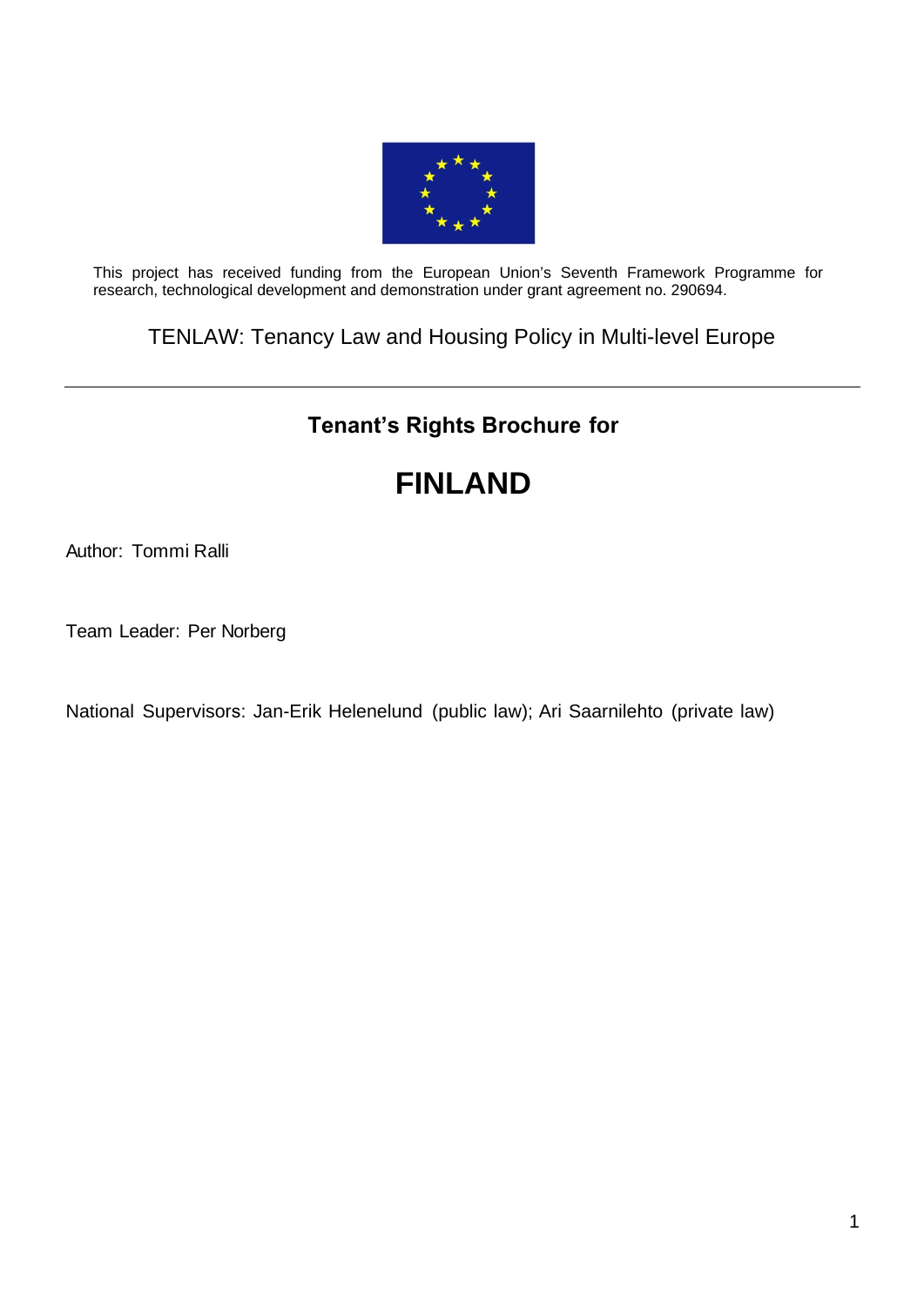This project has received funding from the European Union's Seventh Framework Programme for research, technological development and demonstration under grant agreement no. 290694.

TENLAW: Tenancy Law and Housing Policy in Multi-level Europe

---

## Tenant's Rights Brochure for

# FINLAND

Author: Tommi Ralli

Team Leader: Per Norberg

National Supervisors: Jan-Erik Helenelund (public law); Ari Saarnilehto (private law)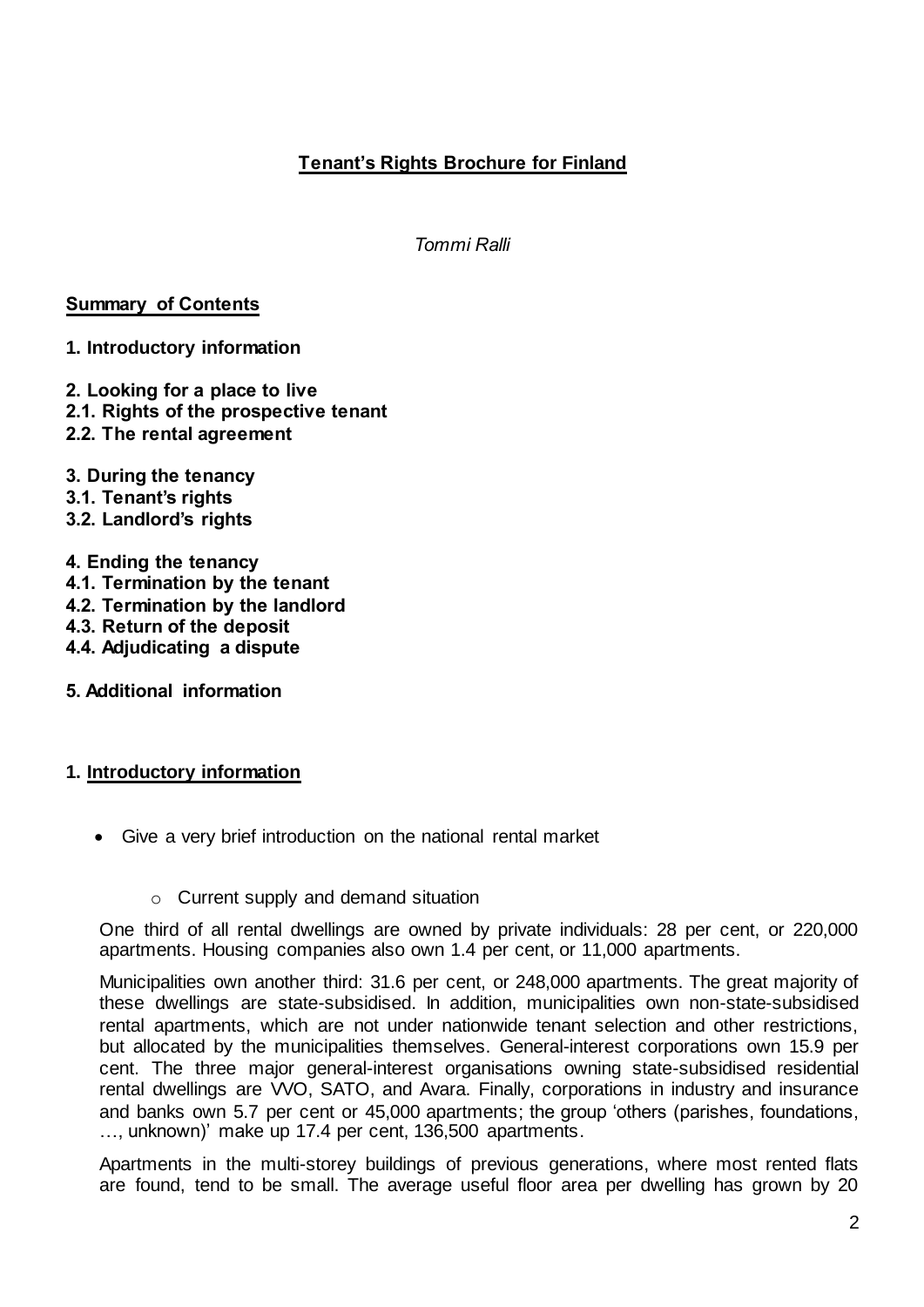# Tenant's Rights Brochure for Finland

*Tommi Ralli*

**Summary of Contents**

**1. Introductory information**

**2. Looking for a place to live**
**2.1. Rights of the prospective tenant**
**2.2. The rental agreement**

**3. During the tenancy**
**3.1. Tenant's rights**
**3.2. Landlord's rights**

**4. Ending the tenancy**
**4.1. Termination by the tenant**
**4.2. Termination by the landlord**
**4.3. Return of the deposit**
**4.4. Adjudicating a dispute**

**5. Additional information**

## 1. Introductory information

- Give a very brief introduction on the national rental market
  - Current supply and demand situation

One third of all rental dwellings are owned by private individuals: 28 per cent, or 220,000 apartments. Housing companies also own 1.4 per cent, or 11,000 apartments.

Municipalities own another third: 31.6 per cent, or 248,000 apartments. The great majority of these dwellings are state-subsidised. In addition, municipalities own non-state-subsidised rental apartments, which are not under nationwide tenant selection and other restrictions, but allocated by the municipalities themselves. General-interest corporations own 15.9 per cent. The three major general-interest organisations owning state-subsidised residential rental dwellings are VVO, SATO, and Avara. Finally, corporations in industry and insurance and banks own 5.7 per cent or 45,000 apartments; the group 'others (parishes, foundations, …, unknown)' make up 17.4 per cent, 136,500 apartments.

Apartments in the multi-storey buildings of previous generations, where most rented flats are found, tend to be small. The average useful floor area per dwelling has grown by 20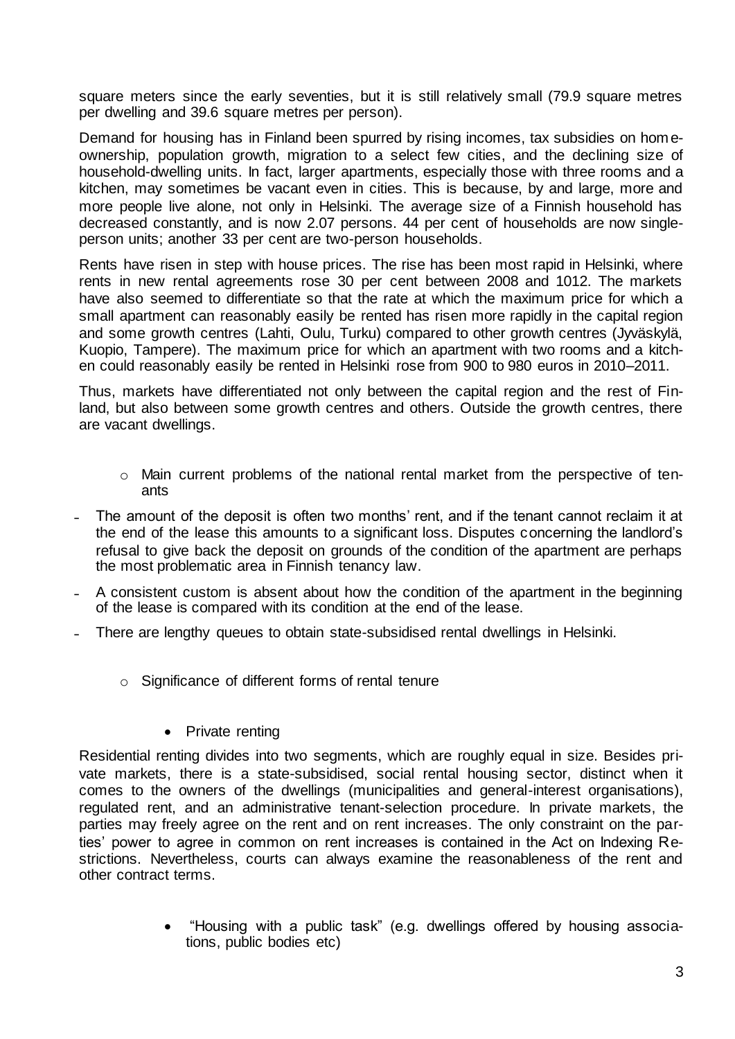square meters since the early seventies, but it is still relatively small (79.9 square metres per dwelling and 39.6 square metres per person).

Demand for housing has in Finland been spurred by rising incomes, tax subsidies on homeownership, population growth, migration to a select few cities, and the declining size of household-dwelling units. In fact, larger apartments, especially those with three rooms and a kitchen, may sometimes be vacant even in cities. This is because, by and large, more and more people live alone, not only in Helsinki. The average size of a Finnish household has decreased constantly, and is now 2.07 persons. 44 per cent of households are now single-person units; another 33 per cent are two-person households.

Rents have risen in step with house prices. The rise has been most rapid in Helsinki, where rents in new rental agreements rose 30 per cent between 2008 and 1012. The markets have also seemed to differentiate so that the rate at which the maximum price for which a small apartment can reasonably easily be rented has risen more rapidly in the capital region and some growth centres (Lahti, Oulu, Turku) compared to other growth centres (Jyväskylä, Kuopio, Tampere). The maximum price for which an apartment with two rooms and a kitchen could reasonably easily be rented in Helsinki rose from 900 to 980 euros in 2010–2011.

Thus, markets have differentiated not only between the capital region and the rest of Finland, but also between some growth centres and others. Outside the growth centres, there are vacant dwellings.

- Main current problems of the national rental market from the perspective of tenants

- The amount of the deposit is often two months' rent, and if the tenant cannot reclaim it at the end of the lease this amounts to a significant loss. Disputes concerning the landlord's refusal to give back the deposit on grounds of the condition of the apartment are perhaps the most problematic area in Finnish tenancy law.
- A consistent custom is absent about how the condition of the apartment in the beginning of the lease is compared with its condition at the end of the lease.
- There are lengthy queues to obtain state-subsidised rental dwellings in Helsinki.

- Significance of different forms of rental tenure

  - Private renting

Residential renting divides into two segments, which are roughly equal in size. Besides private markets, there is a state-subsidised, social rental housing sector, distinct when it comes to the owners of the dwellings (municipalities and general-interest organisations), regulated rent, and an administrative tenant-selection procedure. In private markets, the parties may freely agree on the rent and on rent increases. The only constraint on the parties' power to agree in common on rent increases is contained in the Act on Indexing Restrictions. Nevertheless, courts can always examine the reasonableness of the rent and other contract terms.

  - "Housing with a public task" (e.g. dwellings offered by housing associations, public bodies etc)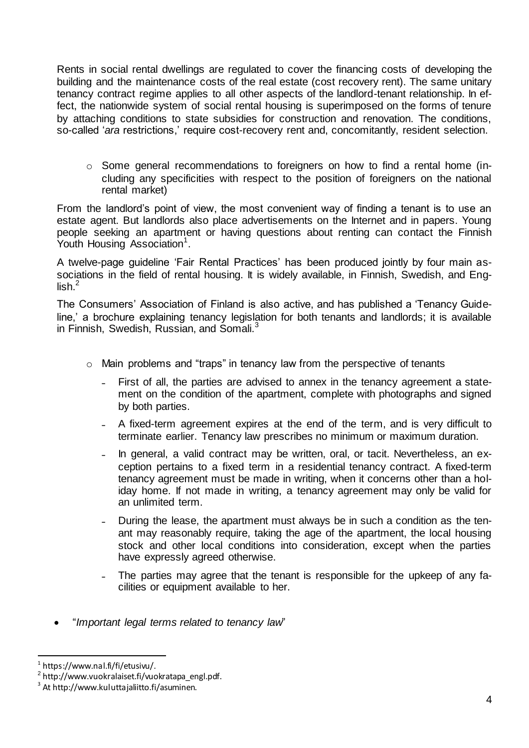Rents in social rental dwellings are regulated to cover the financing costs of developing the building and the maintenance costs of the real estate (cost recovery rent). The same unitary tenancy contract regime applies to all other aspects of the landlord-tenant relationship. In effect, the nationwide system of social rental housing is superimposed on the forms of tenure by attaching conditions to state subsidies for construction and renovation. The conditions, so-called '*ara* restrictions,' require cost-recovery rent and, concomitantly, resident selection.

- Some general recommendations to foreigners on how to find a rental home (including any specificities with respect to the position of foreigners on the national rental market)

From the landlord's point of view, the most convenient way of finding a tenant is to use an estate agent. But landlords also place advertisements on the Internet and in papers. Young people seeking an apartment or having questions about renting can contact the Finnish Youth Housing Association[1].

A twelve-page guideline 'Fair Rental Practices' has been produced jointly by four main associations in the field of rental housing. It is widely available, in Finnish, Swedish, and English.[2]

The Consumers' Association of Finland is also active, and has published a 'Tenancy Guideline,' a brochure explaining tenancy legislation for both tenants and landlords; it is available in Finnish, Swedish, Russian, and Somali.[3]

- Main problems and "traps" in tenancy law from the perspective of tenants
  - First of all, the parties are advised to annex in the tenancy agreement a statement on the condition of the apartment, complete with photographs and signed by both parties.
  - A fixed-term agreement expires at the end of the term, and is very difficult to terminate earlier. Tenancy law prescribes no minimum or maximum duration.
  - In general, a valid contract may be written, oral, or tacit. Nevertheless, an exception pertains to a fixed term in a residential tenancy contract. A fixed-term tenancy agreement must be made in writing, when it concerns other than a holiday home. If not made in writing, a tenancy agreement may only be valid for an unlimited term.
  - During the lease, the apartment must always be in such a condition as the tenant may reasonably require, taking the age of the apartment, the local housing stock and other local conditions into consideration, except when the parties have expressly agreed otherwise.
  - The parties may agree that the tenant is responsible for the upkeep of any facilities or equipment available to her.

- "*Important legal terms related to tenancy law*"

[1] https://www.nal.fi/fi/etusivu/.

[2] http://www.vuokralaiset.fi/vuokratapa_engl.pdf.

[3] At http://www.kuluttajaliitto.fi/asuminen.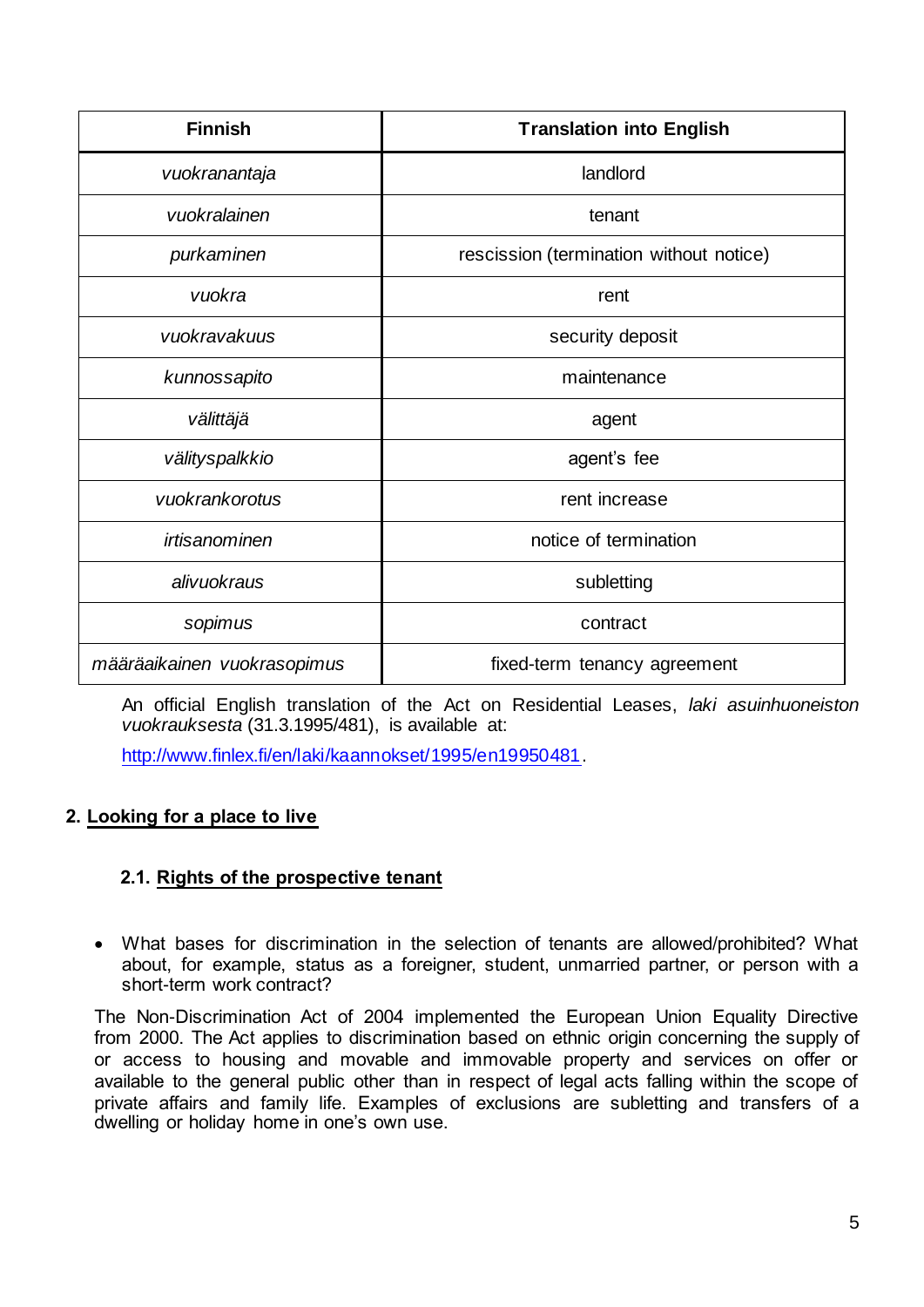| Finnish | Translation into English |
|---|---|
| *vuokranantaja* | landlord |
| *vuokralainen* | tenant |
| *purkaminen* | rescission (termination without notice) |
| *vuokra* | rent |
| *vuokravakuus* | security deposit |
| *kunnossapito* | maintenance |
| *välittäjä* | agent |
| *välityspalkkio* | agent's fee |
| *vuokrankorotus* | rent increase |
| *irtisanominen* | notice of termination |
| *alivuokraus* | subletting |
| *sopimus* | contract |
| *määräaikainen vuokrasopimus* | fixed-term tenancy agreement |

An official English translation of the Act on Residential Leases, *laki asuinhuoneiston vuokrauksesta* (31.3.1995/481), is available at:

http://www.finlex.fi/en/laki/kaannokset/1995/en19950481.

## 2. Looking for a place to live

### 2.1. Rights of the prospective tenant

- What bases for discrimination in the selection of tenants are allowed/prohibited? What about, for example, status as a foreigner, student, unmarried partner, or person with a short-term work contract?

The Non-Discrimination Act of 2004 implemented the European Union Equality Directive from 2000. The Act applies to discrimination based on ethnic origin concerning the supply of or access to housing and movable and immovable property and services on offer or available to the general public other than in respect of legal acts falling within the scope of private affairs and family life. Examples of exclusions are subletting and transfers of a dwelling or holiday home in one's own use.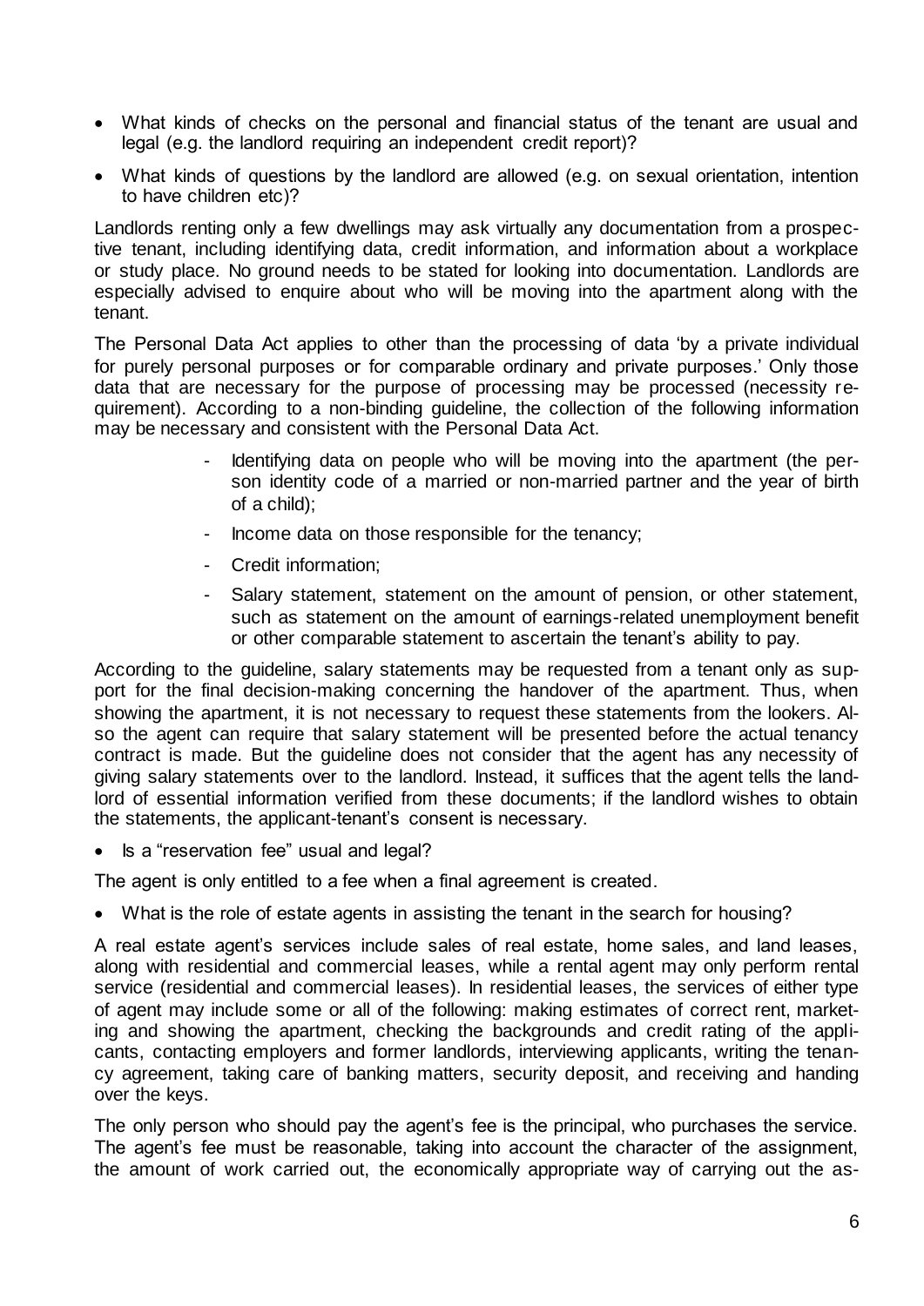- What kinds of checks on the personal and financial status of the tenant are usual and legal (e.g. the landlord requiring an independent credit report)?
- What kinds of questions by the landlord are allowed (e.g. on sexual orientation, intention to have children etc)?

Landlords renting only a few dwellings may ask virtually any documentation from a prospective tenant, including identifying data, credit information, and information about a workplace or study place. No ground needs to be stated for looking into documentation. Landlords are especially advised to enquire about who will be moving into the apartment along with the tenant.

The Personal Data Act applies to other than the processing of data 'by a private individual for purely personal purposes or for comparable ordinary and private purposes.' Only those data that are necessary for the purpose of processing may be processed (necessity requirement). According to a non-binding guideline, the collection of the following information may be necessary and consistent with the Personal Data Act.

- Identifying data on people who will be moving into the apartment (the person identity code of a married or non-married partner and the year of birth of a child);
- Income data on those responsible for the tenancy;
- Credit information;
- Salary statement, statement on the amount of pension, or other statement, such as statement on the amount of earnings-related unemployment benefit or other comparable statement to ascertain the tenant's ability to pay.

According to the guideline, salary statements may be requested from a tenant only as support for the final decision-making concerning the handover of the apartment. Thus, when showing the apartment, it is not necessary to request these statements from the lookers. Also the agent can require that salary statement will be presented before the actual tenancy contract is made. But the guideline does not consider that the agent has any necessity of giving salary statements over to the landlord. Instead, it suffices that the agent tells the landlord of essential information verified from these documents; if the landlord wishes to obtain the statements, the applicant-tenant's consent is necessary.

- Is a "reservation fee" usual and legal?

The agent is only entitled to a fee when a final agreement is created.

- What is the role of estate agents in assisting the tenant in the search for housing?

A real estate agent's services include sales of real estate, home sales, and land leases, along with residential and commercial leases, while a rental agent may only perform rental service (residential and commercial leases). In residential leases, the services of either type of agent may include some or all of the following: making estimates of correct rent, marketing and showing the apartment, checking the backgrounds and credit rating of the applicants, contacting employers and former landlords, interviewing applicants, writing the tenancy agreement, taking care of banking matters, security deposit, and receiving and handing over the keys.

The only person who should pay the agent's fee is the principal, who purchases the service. The agent's fee must be reasonable, taking into account the character of the assignment, the amount of work carried out, the economically appropriate way of carrying out the as-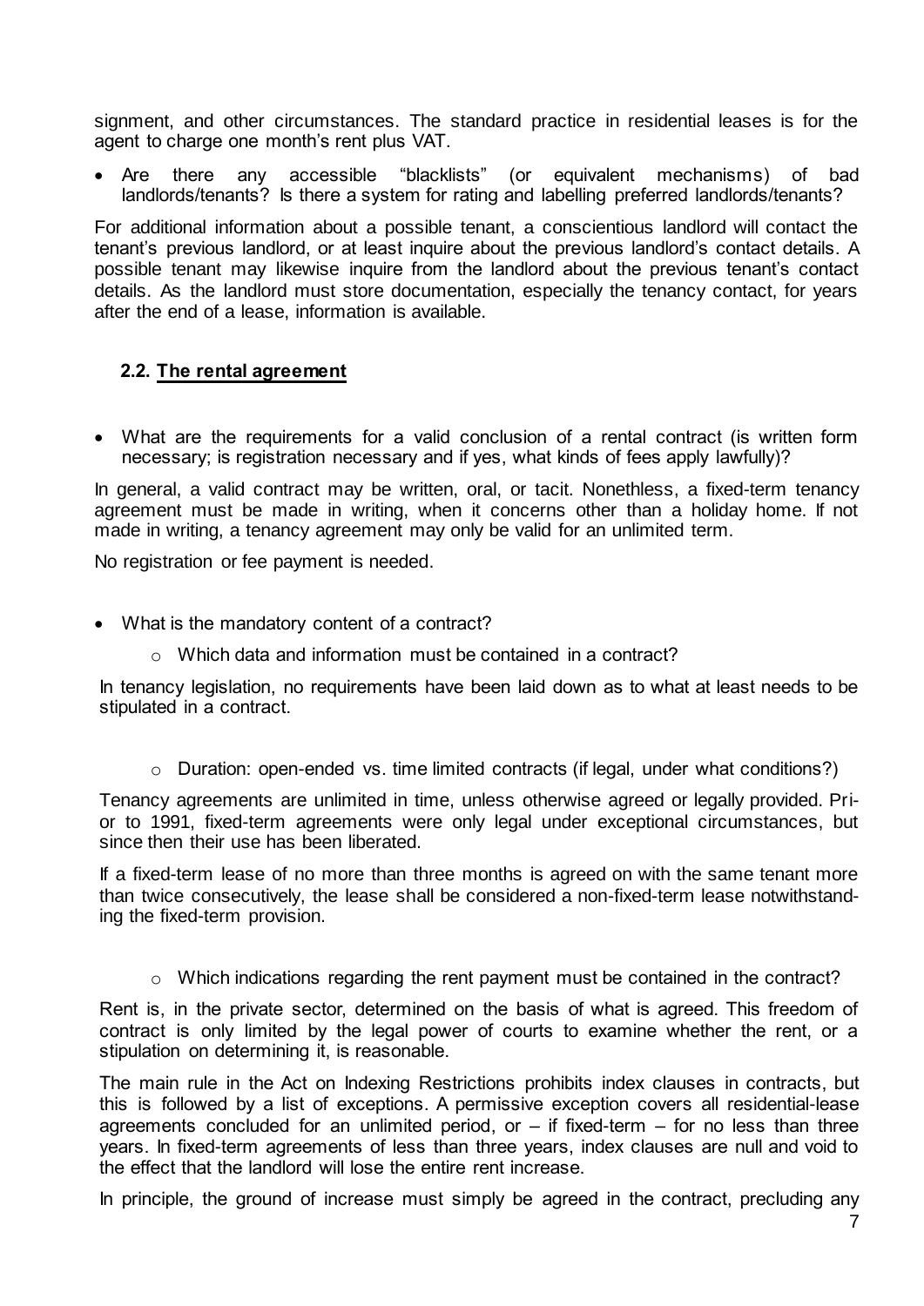signment, and other circumstances. The standard practice in residential leases is for the agent to charge one month's rent plus VAT.

- Are there any accessible "blacklists" (or equivalent mechanisms) of bad landlords/tenants? Is there a system for rating and labelling preferred landlords/tenants?

For additional information about a possible tenant, a conscientious landlord will contact the tenant's previous landlord, or at least inquire about the previous landlord's contact details. A possible tenant may likewise inquire from the landlord about the previous tenant's contact details. As the landlord must store documentation, especially the tenancy contact, for years after the end of a lease, information is available.

### 2.2. The rental agreement

- What are the requirements for a valid conclusion of a rental contract (is written form necessary; is registration necessary and if yes, what kinds of fees apply lawfully)?

In general, a valid contract may be written, oral, or tacit. Nonethless, a fixed-term tenancy agreement must be made in writing, when it concerns other than a holiday home. If not made in writing, a tenancy agreement may only be valid for an unlimited term.

No registration or fee payment is needed.

- What is the mandatory content of a contract?
    - Which data and information must be contained in a contract?

In tenancy legislation, no requirements have been laid down as to what at least needs to be stipulated in a contract.

- Duration: open-ended vs. time limited contracts (if legal, under what conditions?)

Tenancy agreements are unlimited in time, unless otherwise agreed or legally provided. Prior to 1991, fixed-term agreements were only legal under exceptional circumstances, but since then their use has been liberated.

If a fixed-term lease of no more than three months is agreed on with the same tenant more than twice consecutively, the lease shall be considered a non-fixed-term lease notwithstanding the fixed-term provision.

- Which indications regarding the rent payment must be contained in the contract?

Rent is, in the private sector, determined on the basis of what is agreed. This freedom of contract is only limited by the legal power of courts to examine whether the rent, or a stipulation on determining it, is reasonable.

The main rule in the Act on Indexing Restrictions prohibits index clauses in contracts, but this is followed by a list of exceptions. A permissive exception covers all residential-lease agreements concluded for an unlimited period, or – if fixed-term – for no less than three years. In fixed-term agreements of less than three years, index clauses are null and void to the effect that the landlord will lose the entire rent increase.

In principle, the ground of increase must simply be agreed in the contract, precluding any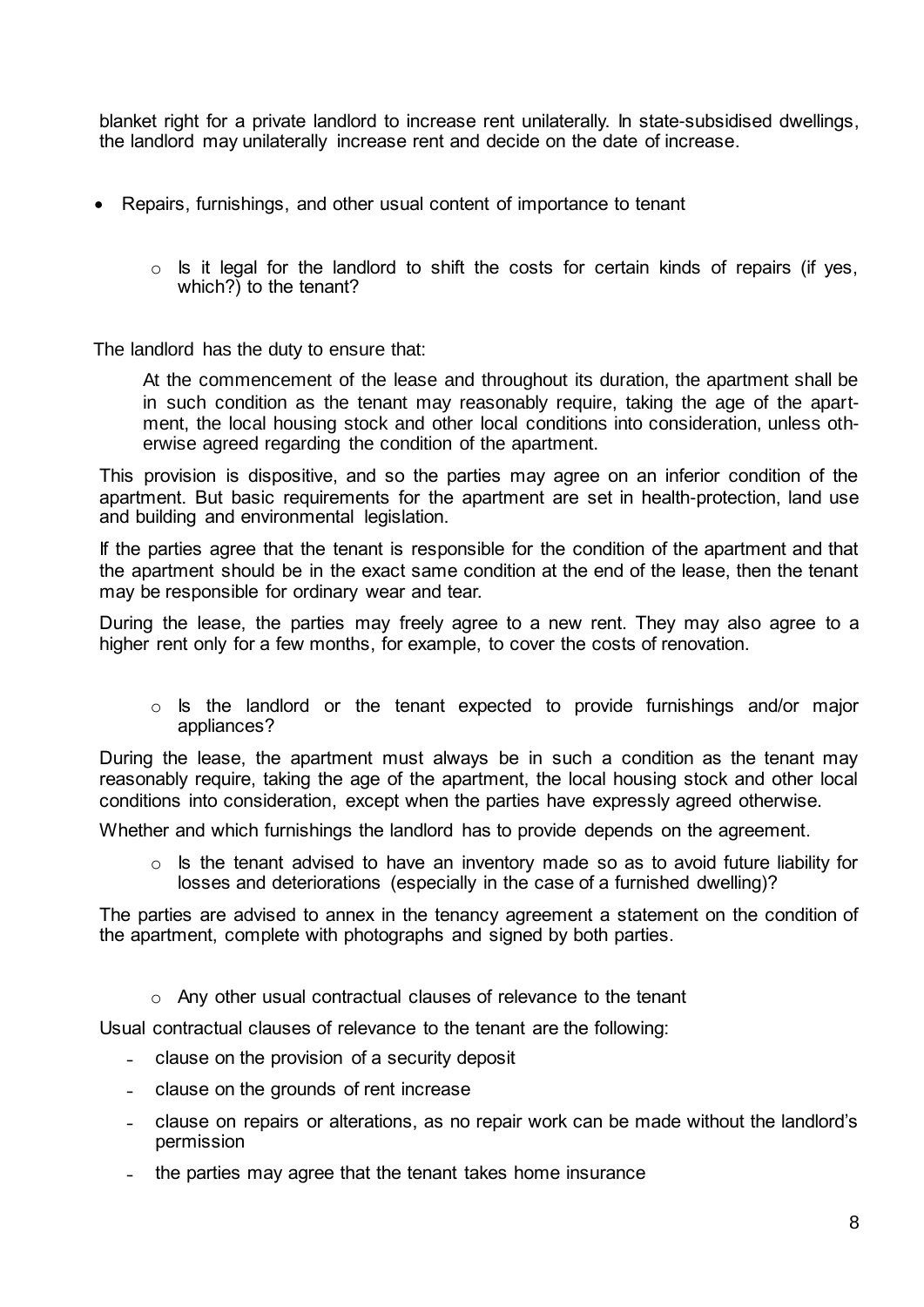blanket right for a private landlord to increase rent unilaterally. In state-subsidised dwellings, the landlord may unilaterally increase rent and decide on the date of increase.

- Repairs, furnishings, and other usual content of importance to tenant
    - Is it legal for the landlord to shift the costs for certain kinds of repairs (if yes, which?) to the tenant?

The landlord has the duty to ensure that:

> At the commencement of the lease and throughout its duration, the apartment shall be in such condition as the tenant may reasonably require, taking the age of the apartment, the local housing stock and other local conditions into consideration, unless otherwise agreed regarding the condition of the apartment.

This provision is dispositive, and so the parties may agree on an inferior condition of the apartment. But basic requirements for the apartment are set in health-protection, land use and building and environmental legislation.

If the parties agree that the tenant is responsible for the condition of the apartment and that the apartment should be in the exact same condition at the end of the lease, then the tenant may be responsible for ordinary wear and tear.

During the lease, the parties may freely agree to a new rent. They may also agree to a higher rent only for a few months, for example, to cover the costs of renovation.

- Is the landlord or the tenant expected to provide furnishings and/or major appliances?

During the lease, the apartment must always be in such a condition as the tenant may reasonably require, taking the age of the apartment, the local housing stock and other local conditions into consideration, except when the parties have expressly agreed otherwise.

Whether and which furnishings the landlord has to provide depends on the agreement.

- Is the tenant advised to have an inventory made so as to avoid future liability for losses and deteriorations (especially in the case of a furnished dwelling)?

The parties are advised to annex in the tenancy agreement a statement on the condition of the apartment, complete with photographs and signed by both parties.

- Any other usual contractual clauses of relevance to the tenant

Usual contractual clauses of relevance to the tenant are the following:

- clause on the provision of a security deposit
- clause on the grounds of rent increase
- clause on repairs or alterations, as no repair work can be made without the landlord's permission
- the parties may agree that the tenant takes home insurance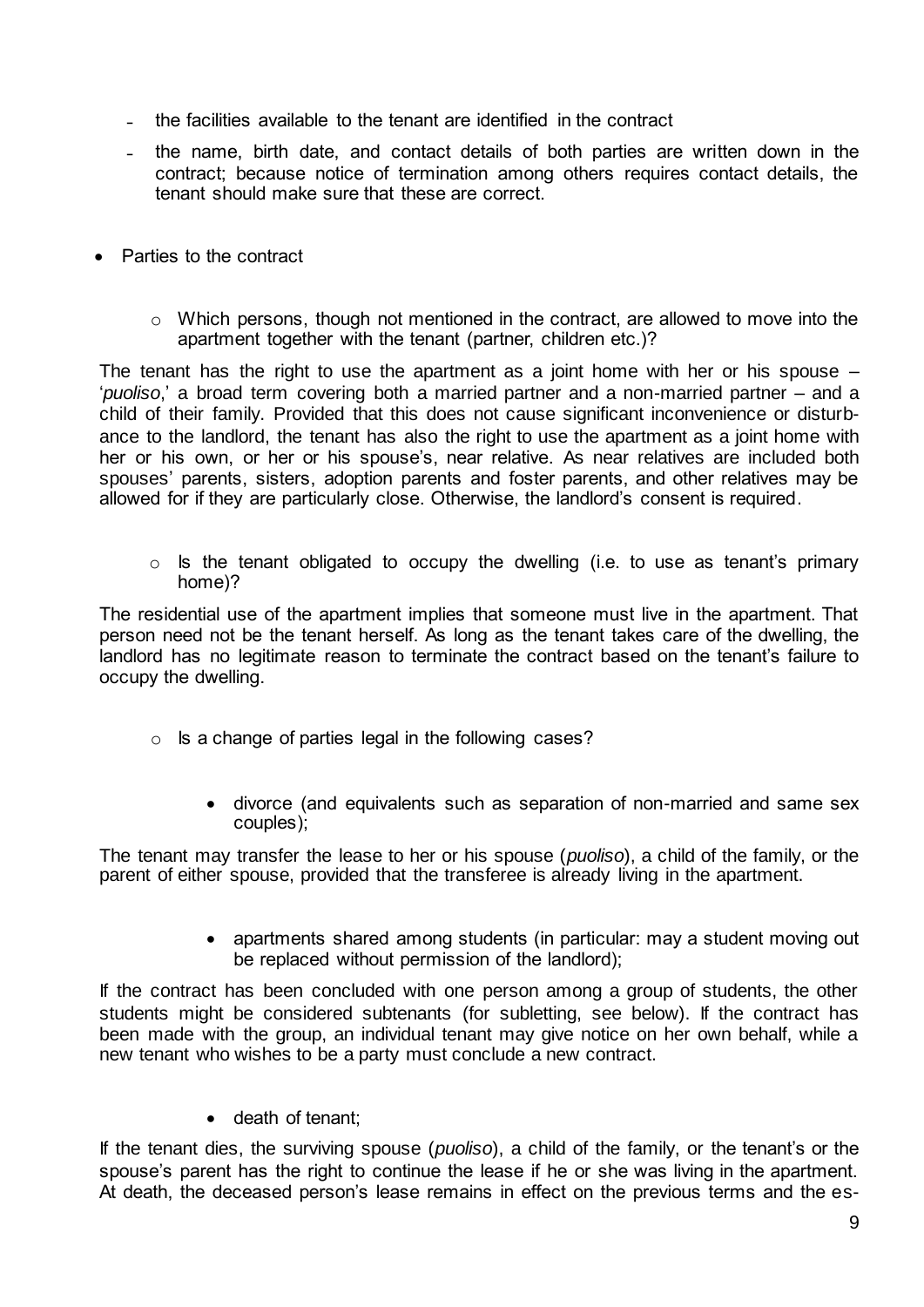- the facilities available to the tenant are identified in the contract
- the name, birth date, and contact details of both parties are written down in the contract; because notice of termination among others requires contact details, the tenant should make sure that these are correct.

- Parties to the contract

  - Which persons, though not mentioned in the contract, are allowed to move into the apartment together with the tenant (partner, children etc.)?

The tenant has the right to use the apartment as a joint home with her or his spouse – '*puoliso*,' a broad term covering both a married partner and a non-married partner – and a child of their family. Provided that this does not cause significant inconvenience or disturbance to the landlord, the tenant has also the right to use the apartment as a joint home with her or his own, or her or his spouse's, near relative. As near relatives are included both spouses' parents, sisters, adoption parents and foster parents, and other relatives may be allowed for if they are particularly close. Otherwise, the landlord's consent is required.

  - Is the tenant obligated to occupy the dwelling (i.e. to use as tenant's primary home)?

The residential use of the apartment implies that someone must live in the apartment. That person need not be the tenant herself. As long as the tenant takes care of the dwelling, the landlord has no legitimate reason to terminate the contract based on the tenant's failure to occupy the dwelling.

  - Is a change of parties legal in the following cases?

    - divorce (and equivalents such as separation of non-married and same sex couples);

The tenant may transfer the lease to her or his spouse (*puoliso*), a child of the family, or the parent of either spouse, provided that the transferee is already living in the apartment.

    - apartments shared among students (in particular: may a student moving out be replaced without permission of the landlord);

If the contract has been concluded with one person among a group of students, the other students might be considered subtenants (for subletting, see below). If the contract has been made with the group, an individual tenant may give notice on her own behalf, while a new tenant who wishes to be a party must conclude a new contract.

    - death of tenant;

If the tenant dies, the surviving spouse (*puoliso*), a child of the family, or the tenant's or the spouse's parent has the right to continue the lease if he or she was living in the apartment. At death, the deceased person's lease remains in effect on the previous terms and the es-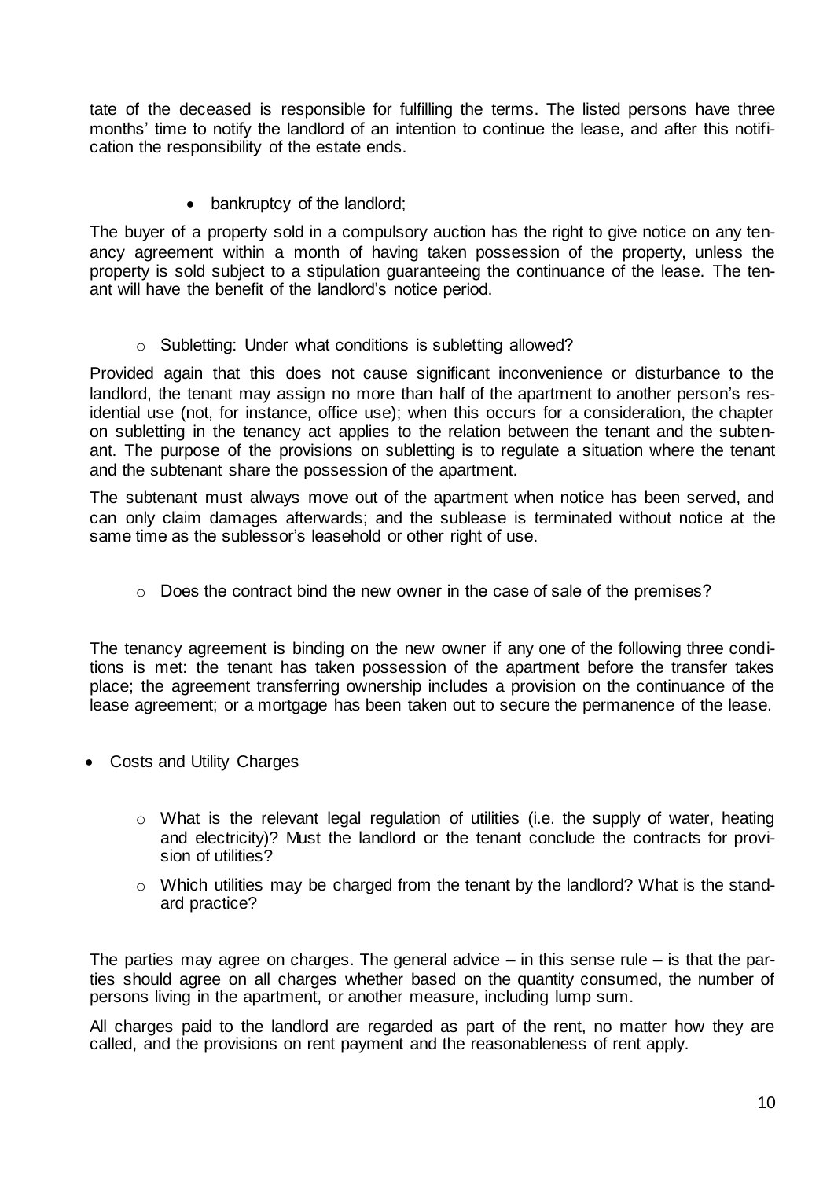tate of the deceased is responsible for fulfilling the terms. The listed persons have three months' time to notify the landlord of an intention to continue the lease, and after this notification the responsibility of the estate ends.

- bankruptcy of the landlord;

The buyer of a property sold in a compulsory auction has the right to give notice on any tenancy agreement within a month of having taken possession of the property, unless the property is sold subject to a stipulation guaranteeing the continuance of the lease. The tenant will have the benefit of the landlord's notice period.

- Subletting: Under what conditions is subletting allowed?

Provided again that this does not cause significant inconvenience or disturbance to the landlord, the tenant may assign no more than half of the apartment to another person's residential use (not, for instance, office use); when this occurs for a consideration, the chapter on subletting in the tenancy act applies to the relation between the tenant and the subtenant. The purpose of the provisions on subletting is to regulate a situation where the tenant and the subtenant share the possession of the apartment.

The subtenant must always move out of the apartment when notice has been served, and can only claim damages afterwards; and the sublease is terminated without notice at the same time as the sublessor's leasehold or other right of use.

- Does the contract bind the new owner in the case of sale of the premises?

The tenancy agreement is binding on the new owner if any one of the following three conditions is met: the tenant has taken possession of the apartment before the transfer takes place; the agreement transferring ownership includes a provision on the continuance of the lease agreement; or a mortgage has been taken out to secure the permanence of the lease.

- Costs and Utility Charges
  - What is the relevant legal regulation of utilities (i.e. the supply of water, heating and electricity)? Must the landlord or the tenant conclude the contracts for provision of utilities?
  - Which utilities may be charged from the tenant by the landlord? What is the standard practice?

The parties may agree on charges. The general advice – in this sense rule – is that the parties should agree on all charges whether based on the quantity consumed, the number of persons living in the apartment, or another measure, including lump sum.

All charges paid to the landlord are regarded as part of the rent, no matter how they are called, and the provisions on rent payment and the reasonableness of rent apply.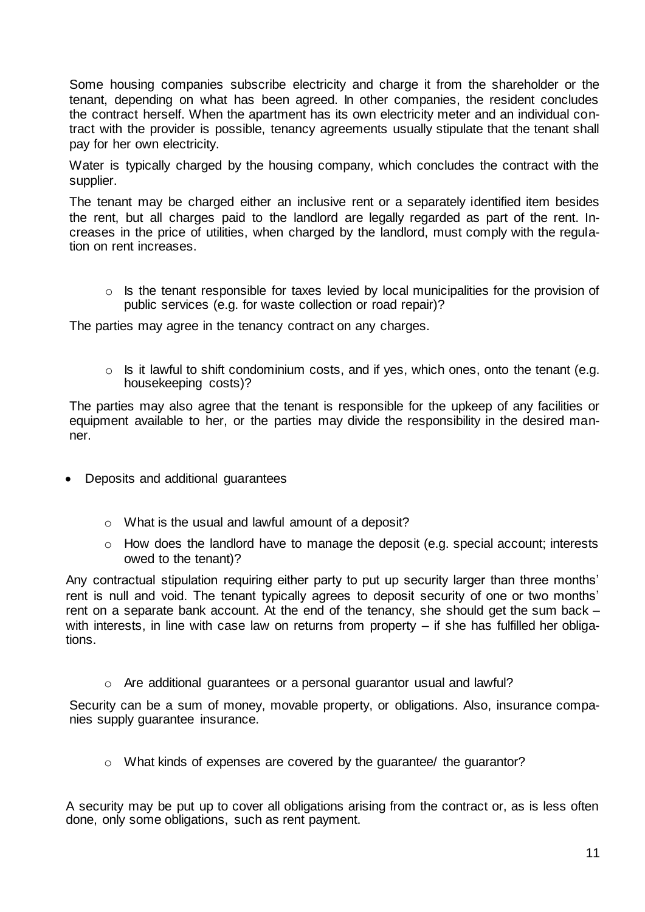Some housing companies subscribe electricity and charge it from the shareholder or the tenant, depending on what has been agreed. In other companies, the resident concludes the contract herself. When the apartment has its own electricity meter and an individual contract with the provider is possible, tenancy agreements usually stipulate that the tenant shall pay for her own electricity.

Water is typically charged by the housing company, which concludes the contract with the supplier.

The tenant may be charged either an inclusive rent or a separately identified item besides the rent, but all charges paid to the landlord are legally regarded as part of the rent. Increases in the price of utilities, when charged by the landlord, must comply with the regulation on rent increases.

- Is the tenant responsible for taxes levied by local municipalities for the provision of public services (e.g. for waste collection or road repair)?

The parties may agree in the tenancy contract on any charges.

- Is it lawful to shift condominium costs, and if yes, which ones, onto the tenant (e.g. housekeeping costs)?

The parties may also agree that the tenant is responsible for the upkeep of any facilities or equipment available to her, or the parties may divide the responsibility in the desired manner.

- Deposits and additional guarantees
  - What is the usual and lawful amount of a deposit?
  - How does the landlord have to manage the deposit (e.g. special account; interests owed to the tenant)?

Any contractual stipulation requiring either party to put up security larger than three months' rent is null and void. The tenant typically agrees to deposit security of one or two months' rent on a separate bank account. At the end of the tenancy, she should get the sum back – with interests, in line with case law on returns from property – if she has fulfilled her obligations.

- Are additional guarantees or a personal guarantor usual and lawful?

Security can be a sum of money, movable property, or obligations. Also, insurance companies supply guarantee insurance.

- What kinds of expenses are covered by the guarantee/ the guarantor?

A security may be put up to cover all obligations arising from the contract or, as is less often done, only some obligations, such as rent payment.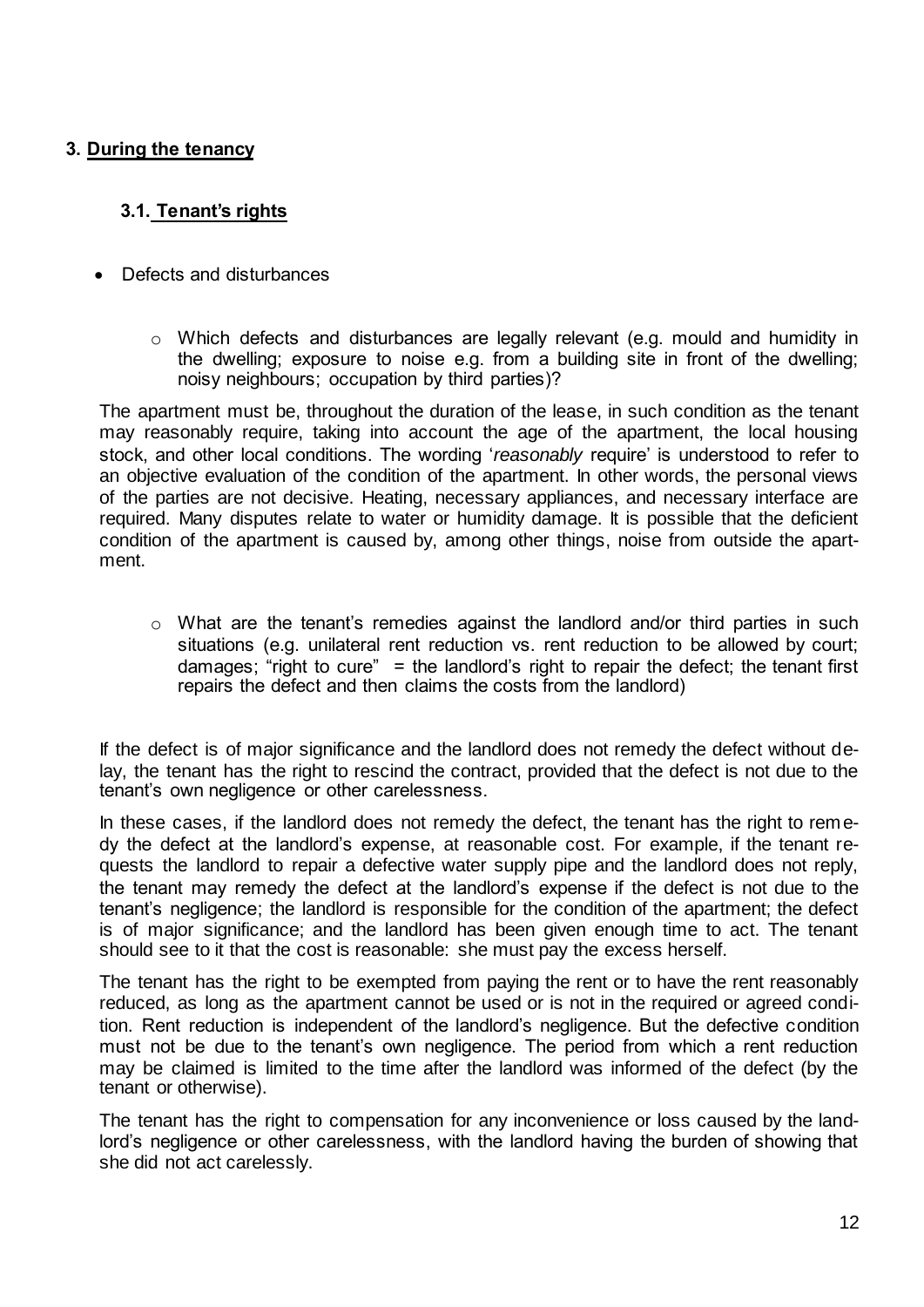## 3. During the tenancy

### 3.1. Tenant's rights

- Defects and disturbances

  - Which defects and disturbances are legally relevant (e.g. mould and humidity in the dwelling; exposure to noise e.g. from a building site in front of the dwelling; noisy neighbours; occupation by third parties)?

The apartment must be, throughout the duration of the lease, in such condition as the tenant may reasonably require, taking into account the age of the apartment, the local housing stock, and other local conditions. The wording '*reasonably* require' is understood to refer to an objective evaluation of the condition of the apartment. In other words, the personal views of the parties are not decisive. Heating, necessary appliances, and necessary interface are required. Many disputes relate to water or humidity damage. It is possible that the deficient condition of the apartment is caused by, among other things, noise from outside the apartment.

  - What are the tenant's remedies against the landlord and/or third parties in such situations (e.g. unilateral rent reduction vs. rent reduction to be allowed by court; damages; "right to cure" = the landlord's right to repair the defect; the tenant first repairs the defect and then claims the costs from the landlord)

If the defect is of major significance and the landlord does not remedy the defect without delay, the tenant has the right to rescind the contract, provided that the defect is not due to the tenant's own negligence or other carelessness.

In these cases, if the landlord does not remedy the defect, the tenant has the right to remedy the defect at the landlord's expense, at reasonable cost. For example, if the tenant requests the landlord to repair a defective water supply pipe and the landlord does not reply, the tenant may remedy the defect at the landlord's expense if the defect is not due to the tenant's negligence; the landlord is responsible for the condition of the apartment; the defect is of major significance; and the landlord has been given enough time to act. The tenant should see to it that the cost is reasonable: she must pay the excess herself.

The tenant has the right to be exempted from paying the rent or to have the rent reasonably reduced, as long as the apartment cannot be used or is not in the required or agreed condition. Rent reduction is independent of the landlord's negligence. But the defective condition must not be due to the tenant's own negligence. The period from which a rent reduction may be claimed is limited to the time after the landlord was informed of the defect (by the tenant or otherwise).

The tenant has the right to compensation for any inconvenience or loss caused by the landlord's negligence or other carelessness, with the landlord having the burden of showing that she did not act carelessly.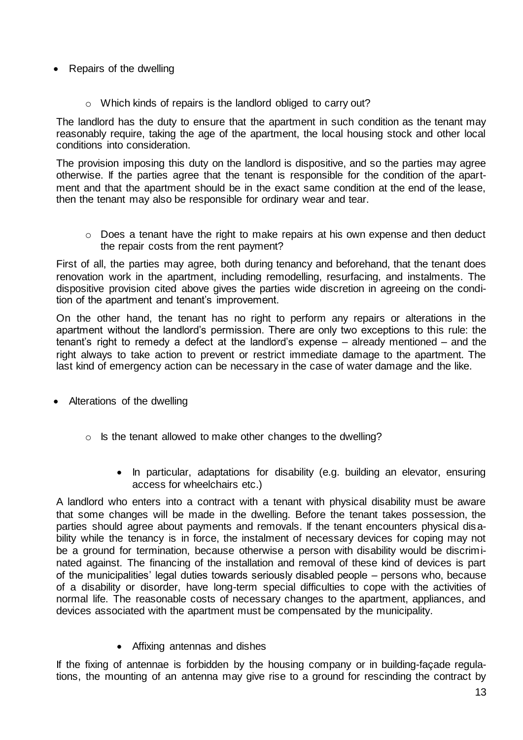- Repairs of the dwelling

  - Which kinds of repairs is the landlord obliged to carry out?

The landlord has the duty to ensure that the apartment in such condition as the tenant may reasonably require, taking the age of the apartment, the local housing stock and other local conditions into consideration.

The provision imposing this duty on the landlord is dispositive, and so the parties may agree otherwise. If the parties agree that the tenant is responsible for the condition of the apartment and that the apartment should be in the exact same condition at the end of the lease, then the tenant may also be responsible for ordinary wear and tear.

  - Does a tenant have the right to make repairs at his own expense and then deduct the repair costs from the rent payment?

First of all, the parties may agree, both during tenancy and beforehand, that the tenant does renovation work in the apartment, including remodelling, resurfacing, and instalments. The dispositive provision cited above gives the parties wide discretion in agreeing on the condition of the apartment and tenant's improvement.

On the other hand, the tenant has no right to perform any repairs or alterations in the apartment without the landlord's permission. There are only two exceptions to this rule: the tenant's right to remedy a defect at the landlord's expense – already mentioned – and the right always to take action to prevent or restrict immediate damage to the apartment. The last kind of emergency action can be necessary in the case of water damage and the like.

- Alterations of the dwelling

  - Is the tenant allowed to make other changes to the dwelling?

    - In particular, adaptations for disability (e.g. building an elevator, ensuring access for wheelchairs etc.)

A landlord who enters into a contract with a tenant with physical disability must be aware that some changes will be made in the dwelling. Before the tenant takes possession, the parties should agree about payments and removals. If the tenant encounters physical disability while the tenancy is in force, the instalment of necessary devices for coping may not be a ground for termination, because otherwise a person with disability would be discriminated against. The financing of the installation and removal of these kind of devices is part of the municipalities' legal duties towards seriously disabled people – persons who, because of a disability or disorder, have long-term special difficulties to cope with the activities of normal life. The reasonable costs of necessary changes to the apartment, appliances, and devices associated with the apartment must be compensated by the municipality.

    - Affixing antennas and dishes

If the fixing of antennae is forbidden by the housing company or in building-façade regulations, the mounting of an antenna may give rise to a ground for rescinding the contract by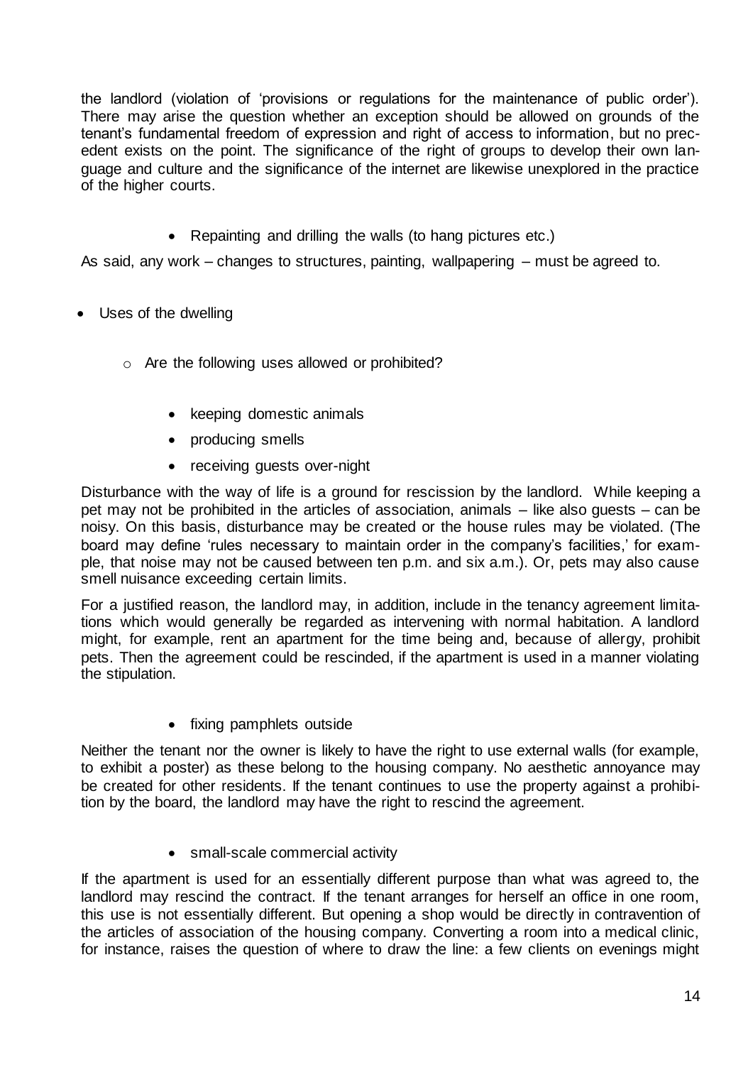the landlord (violation of 'provisions or regulations for the maintenance of public order'). There may arise the question whether an exception should be allowed on grounds of the tenant's fundamental freedom of expression and right of access to information, but no precedent exists on the point. The significance of the right of groups to develop their own language and culture and the significance of the internet are likewise unexplored in the practice of the higher courts.

- Repainting and drilling the walls (to hang pictures etc.)

As said, any work – changes to structures, painting, wallpapering – must be agreed to.

- Uses of the dwelling

  - Are the following uses allowed or prohibited?

    - keeping domestic animals
    - producing smells
    - receiving guests over-night

Disturbance with the way of life is a ground for rescission by the landlord. While keeping a pet may not be prohibited in the articles of association, animals – like also guests – can be noisy. On this basis, disturbance may be created or the house rules may be violated. (The board may define 'rules necessary to maintain order in the company's facilities,' for example, that noise may not be caused between ten p.m. and six a.m.). Or, pets may also cause smell nuisance exceeding certain limits.

For a justified reason, the landlord may, in addition, include in the tenancy agreement limitations which would generally be regarded as intervening with normal habitation. A landlord might, for example, rent an apartment for the time being and, because of allergy, prohibit pets. Then the agreement could be rescinded, if the apartment is used in a manner violating the stipulation.

- fixing pamphlets outside

Neither the tenant nor the owner is likely to have the right to use external walls (for example, to exhibit a poster) as these belong to the housing company. No aesthetic annoyance may be created for other residents. If the tenant continues to use the property against a prohibition by the board, the landlord may have the right to rescind the agreement.

- small-scale commercial activity

If the apartment is used for an essentially different purpose than what was agreed to, the landlord may rescind the contract. If the tenant arranges for herself an office in one room, this use is not essentially different. But opening a shop would be directly in contravention of the articles of association of the housing company. Converting a room into a medical clinic, for instance, raises the question of where to draw the line: a few clients on evenings might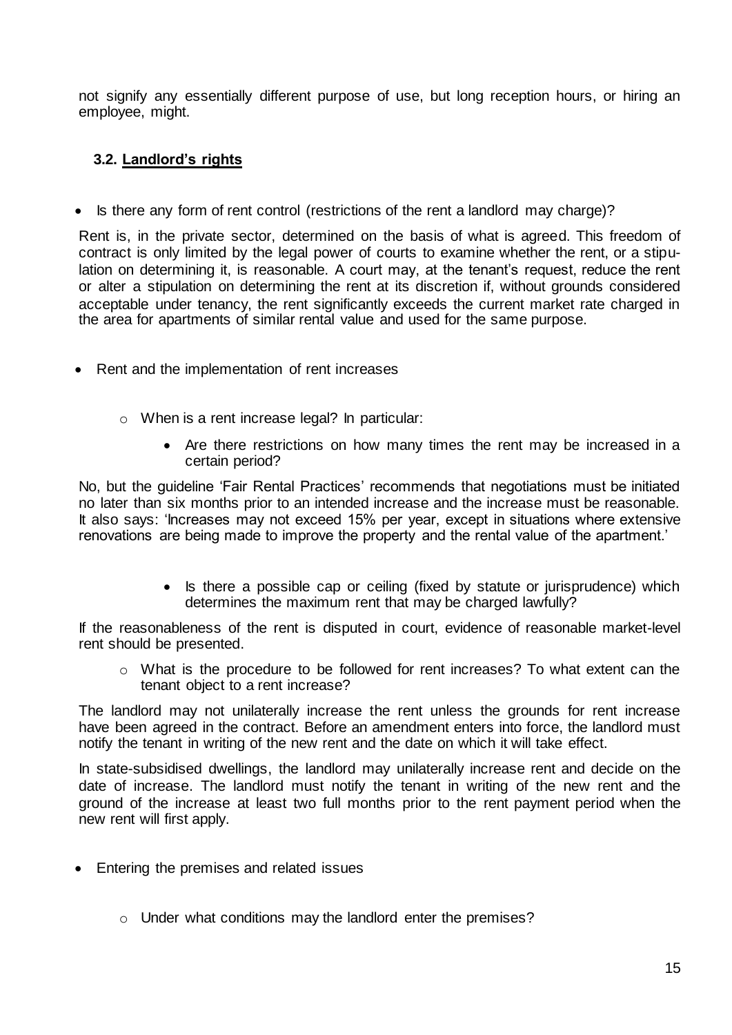not signify any essentially different purpose of use, but long reception hours, or hiring an employee, might.

### 3.2. Landlord's rights

- Is there any form of rent control (restrictions of the rent a landlord may charge)?

Rent is, in the private sector, determined on the basis of what is agreed. This freedom of contract is only limited by the legal power of courts to examine whether the rent, or a stipulation on determining it, is reasonable. A court may, at the tenant's request, reduce the rent or alter a stipulation on determining the rent at its discretion if, without grounds considered acceptable under tenancy, the rent significantly exceeds the current market rate charged in the area for apartments of similar rental value and used for the same purpose.

- Rent and the implementation of rent increases
  - When is a rent increase legal? In particular:
    - Are there restrictions on how many times the rent may be increased in a certain period?

No, but the guideline 'Fair Rental Practices' recommends that negotiations must be initiated no later than six months prior to an intended increase and the increase must be reasonable. It also says: 'Increases may not exceed 15% per year, except in situations where extensive renovations are being made to improve the property and the rental value of the apartment.'

- Is there a possible cap or ceiling (fixed by statute or jurisprudence) which determines the maximum rent that may be charged lawfully?

If the reasonableness of the rent is disputed in court, evidence of reasonable market-level rent should be presented.

- What is the procedure to be followed for rent increases? To what extent can the tenant object to a rent increase?

The landlord may not unilaterally increase the rent unless the grounds for rent increase have been agreed in the contract. Before an amendment enters into force, the landlord must notify the tenant in writing of the new rent and the date on which it will take effect.

In state-subsidised dwellings, the landlord may unilaterally increase rent and decide on the date of increase. The landlord must notify the tenant in writing of the new rent and the ground of the increase at least two full months prior to the rent payment period when the new rent will first apply.

- Entering the premises and related issues
  - Under what conditions may the landlord enter the premises?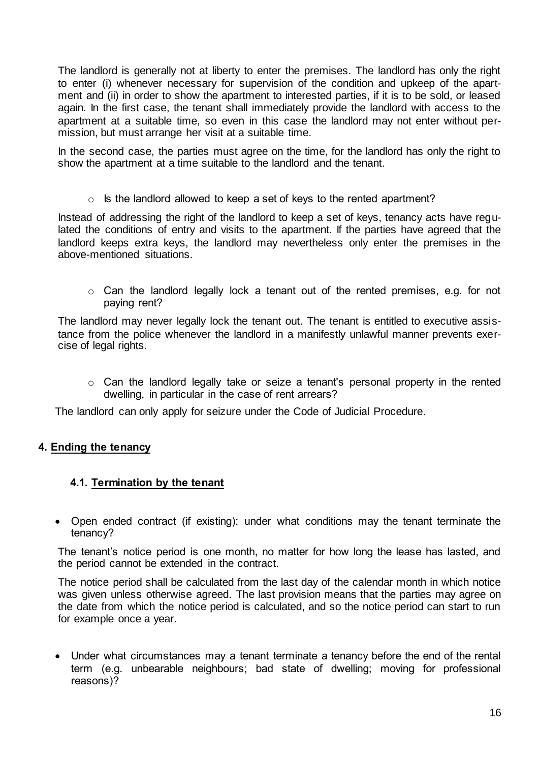The landlord is generally not at liberty to enter the premises. The landlord has only the right to enter (i) whenever necessary for supervision of the condition and upkeep of the apartment and (ii) in order to show the apartment to interested parties, if it is to be sold, or leased again. In the first case, the tenant shall immediately provide the landlord with access to the apartment at a suitable time, so even in this case the landlord may not enter without permission, but must arrange her visit at a suitable time.

In the second case, the parties must agree on the time, for the landlord has only the right to show the apartment at a time suitable to the landlord and the tenant.

- Is the landlord allowed to keep a set of keys to the rented apartment?

Instead of addressing the right of the landlord to keep a set of keys, tenancy acts have regulated the conditions of entry and visits to the apartment. If the parties have agreed that the landlord keeps extra keys, the landlord may nevertheless only enter the premises in the above-mentioned situations.

- Can the landlord legally lock a tenant out of the rented premises, e.g. for not paying rent?

The landlord may never legally lock the tenant out. The tenant is entitled to executive assistance from the police whenever the landlord in a manifestly unlawful manner prevents exercise of legal rights.

- Can the landlord legally take or seize a tenant's personal property in the rented dwelling, in particular in the case of rent arrears?

The landlord can only apply for seizure under the Code of Judicial Procedure.

## 4. Ending the tenancy

### 4.1. Termination by the tenant

- Open ended contract (if existing): under what conditions may the tenant terminate the tenancy?

The tenant's notice period is one month, no matter for how long the lease has lasted, and the period cannot be extended in the contract.

The notice period shall be calculated from the last day of the calendar month in which notice was given unless otherwise agreed. The last provision means that the parties may agree on the date from which the notice period is calculated, and so the notice period can start to run for example once a year.

- Under what circumstances may a tenant terminate a tenancy before the end of the rental term (e.g. unbearable neighbours; bad state of dwelling; moving for professional reasons)?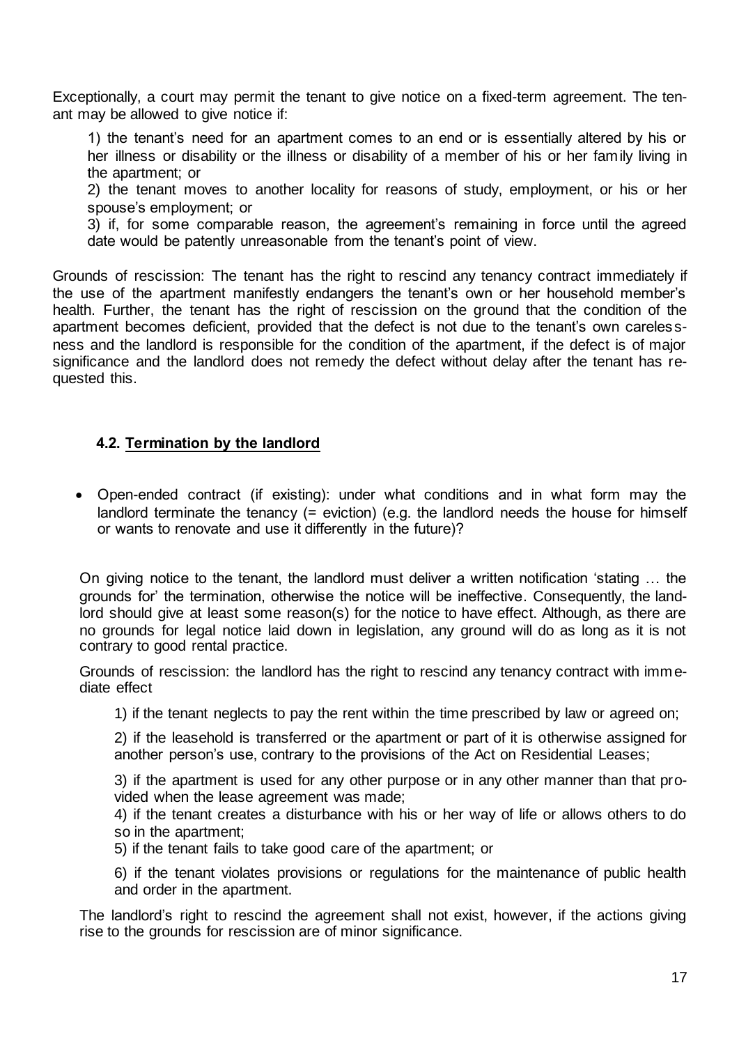Exceptionally, a court may permit the tenant to give notice on a fixed-term agreement. The tenant may be allowed to give notice if:

1) the tenant's need for an apartment comes to an end or is essentially altered by his or her illness or disability or the illness or disability of a member of his or her family living in the apartment; or

2) the tenant moves to another locality for reasons of study, employment, or his or her spouse's employment; or

3) if, for some comparable reason, the agreement's remaining in force until the agreed date would be patently unreasonable from the tenant's point of view.

Grounds of rescission: The tenant has the right to rescind any tenancy contract immediately if the use of the apartment manifestly endangers the tenant's own or her household member's health. Further, the tenant has the right of rescission on the ground that the condition of the apartment becomes deficient, provided that the defect is not due to the tenant's own carelessness and the landlord is responsible for the condition of the apartment, if the defect is of major significance and the landlord does not remedy the defect without delay after the tenant has requested this.

### 4.2. Termination by the landlord

- Open-ended contract (if existing): under what conditions and in what form may the landlord terminate the tenancy (= eviction) (e.g. the landlord needs the house for himself or wants to renovate and use it differently in the future)?

On giving notice to the tenant, the landlord must deliver a written notification 'stating … the grounds for' the termination, otherwise the notice will be ineffective. Consequently, the landlord should give at least some reason(s) for the notice to have effect. Although, as there are no grounds for legal notice laid down in legislation, any ground will do as long as it is not contrary to good rental practice.

Grounds of rescission: the landlord has the right to rescind any tenancy contract with immediate effect

1) if the tenant neglects to pay the rent within the time prescribed by law or agreed on;

2) if the leasehold is transferred or the apartment or part of it is otherwise assigned for another person's use, contrary to the provisions of the Act on Residential Leases;

3) if the apartment is used for any other purpose or in any other manner than that provided when the lease agreement was made;

4) if the tenant creates a disturbance with his or her way of life or allows others to do so in the apartment;

5) if the tenant fails to take good care of the apartment; or

6) if the tenant violates provisions or regulations for the maintenance of public health and order in the apartment.

The landlord's right to rescind the agreement shall not exist, however, if the actions giving rise to the grounds for rescission are of minor significance.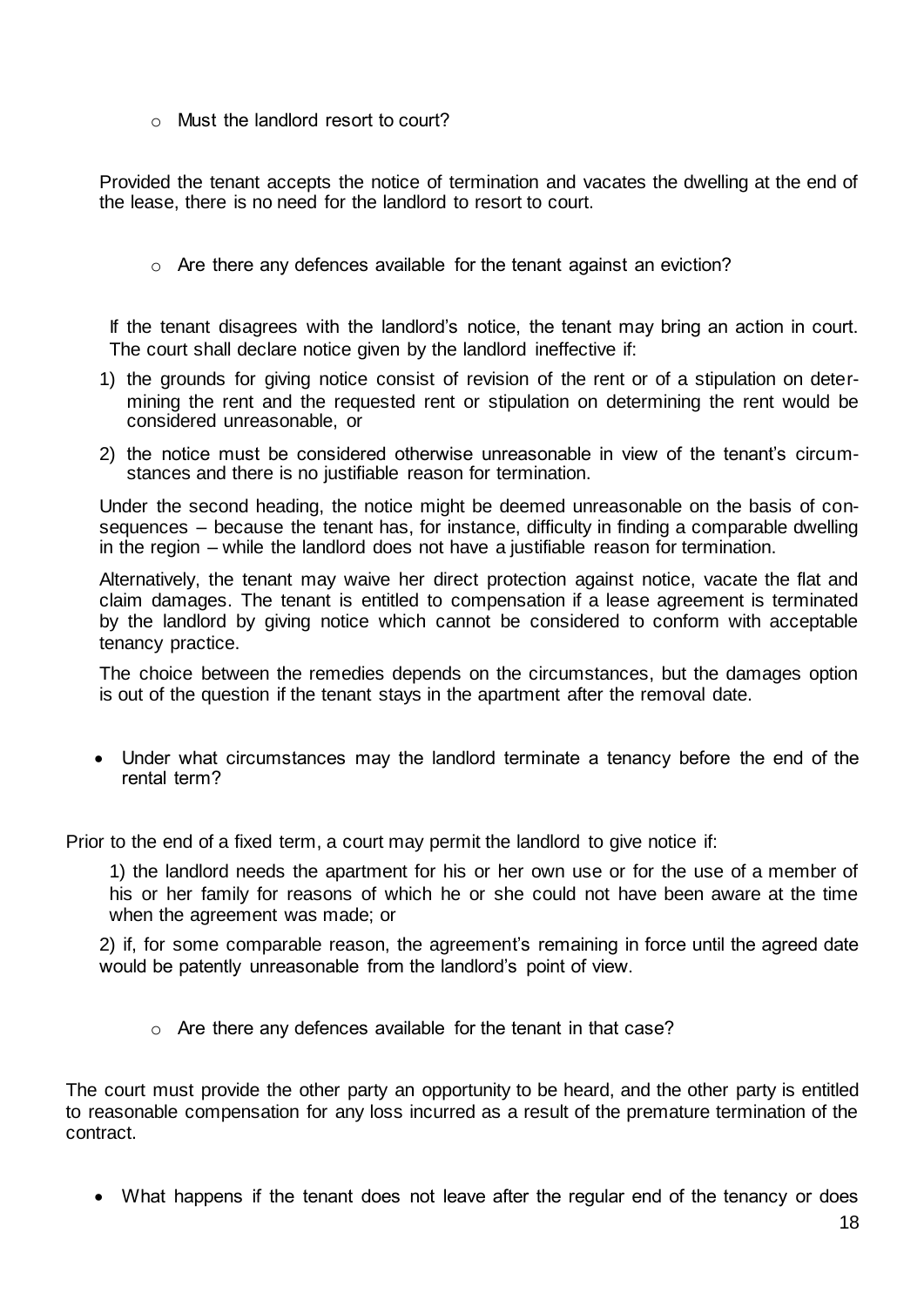- Must the landlord resort to court?

Provided the tenant accepts the notice of termination and vacates the dwelling at the end of the lease, there is no need for the landlord to resort to court.

- Are there any defences available for the tenant against an eviction?

If the tenant disagrees with the landlord's notice, the tenant may bring an action in court. The court shall declare notice given by the landlord ineffective if:

1) the grounds for giving notice consist of revision of the rent or of a stipulation on determining the rent and the requested rent or stipulation on determining the rent would be considered unreasonable, or
2) the notice must be considered otherwise unreasonable in view of the tenant's circumstances and there is no justifiable reason for termination.

Under the second heading, the notice might be deemed unreasonable on the basis of consequences – because the tenant has, for instance, difficulty in finding a comparable dwelling in the region – while the landlord does not have a justifiable reason for termination.

Alternatively, the tenant may waive her direct protection against notice, vacate the flat and claim damages. The tenant is entitled to compensation if a lease agreement is terminated by the landlord by giving notice which cannot be considered to conform with acceptable tenancy practice.

The choice between the remedies depends on the circumstances, but the damages option is out of the question if the tenant stays in the apartment after the removal date.

- Under what circumstances may the landlord terminate a tenancy before the end of the rental term?

Prior to the end of a fixed term, a court may permit the landlord to give notice if:

1) the landlord needs the apartment for his or her own use or for the use of a member of his or her family for reasons of which he or she could not have been aware at the time when the agreement was made; or

2) if, for some comparable reason, the agreement's remaining in force until the agreed date would be patently unreasonable from the landlord's point of view.

- Are there any defences available for the tenant in that case?

The court must provide the other party an opportunity to be heard, and the other party is entitled to reasonable compensation for any loss incurred as a result of the premature termination of the contract.

- What happens if the tenant does not leave after the regular end of the tenancy or does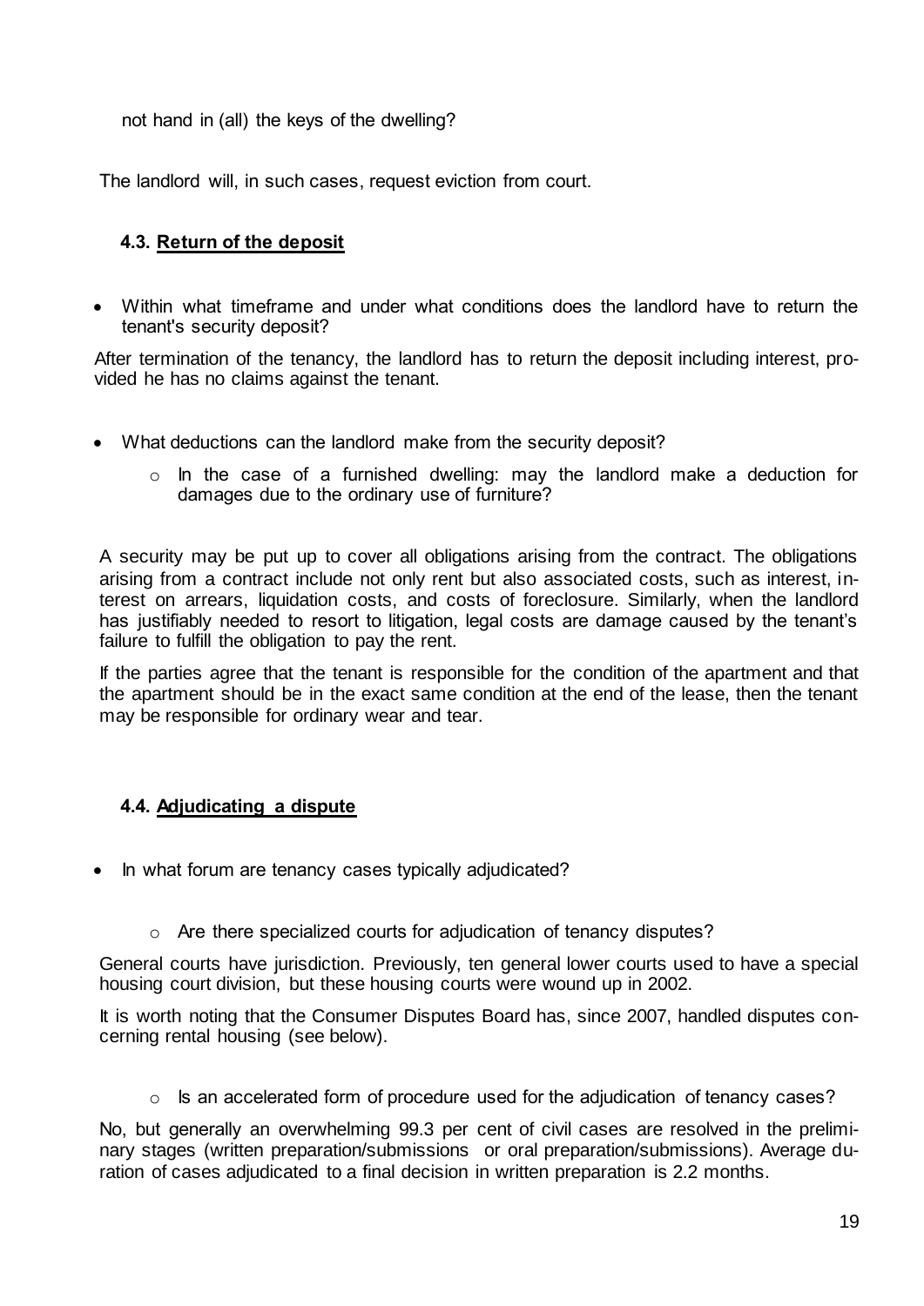not hand in (all) the keys of the dwelling?

The landlord will, in such cases, request eviction from court.

### 4.3. Return of the deposit

- Within what timeframe and under what conditions does the landlord have to return the tenant's security deposit?

After termination of the tenancy, the landlord has to return the deposit including interest, provided he has no claims against the tenant.

- What deductions can the landlord make from the security deposit?
  - In the case of a furnished dwelling: may the landlord make a deduction for damages due to the ordinary use of furniture?

A security may be put up to cover all obligations arising from the contract. The obligations arising from a contract include not only rent but also associated costs, such as interest, interest on arrears, liquidation costs, and costs of foreclosure. Similarly, when the landlord has justifiably needed to resort to litigation, legal costs are damage caused by the tenant's failure to fulfill the obligation to pay the rent.

If the parties agree that the tenant is responsible for the condition of the apartment and that the apartment should be in the exact same condition at the end of the lease, then the tenant may be responsible for ordinary wear and tear.

### 4.4. Adjudicating a dispute

- In what forum are tenancy cases typically adjudicated?
  - Are there specialized courts for adjudication of tenancy disputes?

General courts have jurisdiction. Previously, ten general lower courts used to have a special housing court division, but these housing courts were wound up in 2002.

It is worth noting that the Consumer Disputes Board has, since 2007, handled disputes concerning rental housing (see below).

- Is an accelerated form of procedure used for the adjudication of tenancy cases?

No, but generally an overwhelming 99.3 per cent of civil cases are resolved in the preliminary stages (written preparation/submissions or oral preparation/submissions). Average duration of cases adjudicated to a final decision in written preparation is 2.2 months.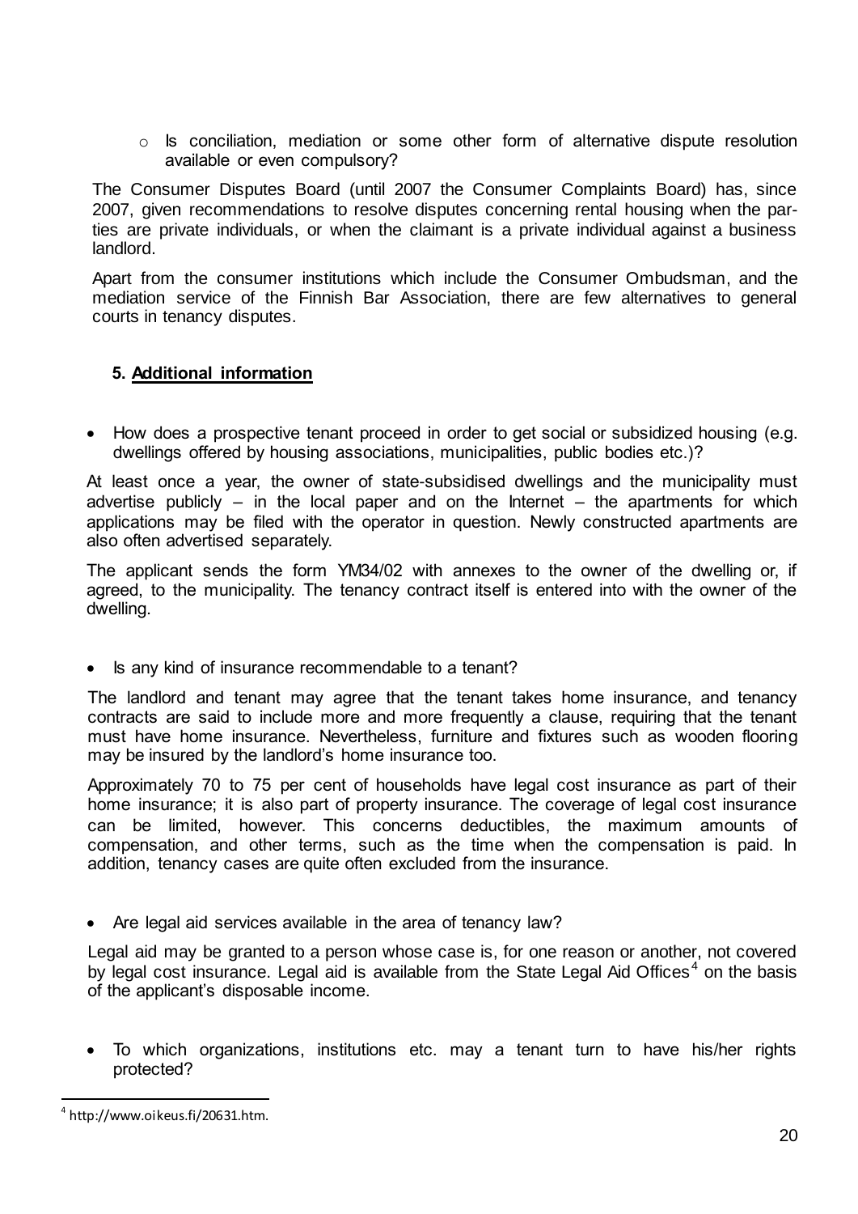- Is conciliation, mediation or some other form of alternative dispute resolution available or even compulsory?

The Consumer Disputes Board (until 2007 the Consumer Complaints Board) has, since 2007, given recommendations to resolve disputes concerning rental housing when the parties are private individuals, or when the claimant is a private individual against a business landlord.

Apart from the consumer institutions which include the Consumer Ombudsman, and the mediation service of the Finnish Bar Association, there are few alternatives to general courts in tenancy disputes.

## 5. Additional information

- How does a prospective tenant proceed in order to get social or subsidized housing (e.g. dwellings offered by housing associations, municipalities, public bodies etc.)?

At least once a year, the owner of state-subsidised dwellings and the municipality must advertise publicly – in the local paper and on the Internet – the apartments for which applications may be filed with the operator in question. Newly constructed apartments are also often advertised separately.

The applicant sends the form YM34/02 with annexes to the owner of the dwelling or, if agreed, to the municipality. The tenancy contract itself is entered into with the owner of the dwelling.

- Is any kind of insurance recommendable to a tenant?

The landlord and tenant may agree that the tenant takes home insurance, and tenancy contracts are said to include more and more frequently a clause, requiring that the tenant must have home insurance. Nevertheless, furniture and fixtures such as wooden flooring may be insured by the landlord's home insurance too.

Approximately 70 to 75 per cent of households have legal cost insurance as part of their home insurance; it is also part of property insurance. The coverage of legal cost insurance can be limited, however. This concerns deductibles, the maximum amounts of compensation, and other terms, such as the time when the compensation is paid. In addition, tenancy cases are quite often excluded from the insurance.

- Are legal aid services available in the area of tenancy law?

Legal aid may be granted to a person whose case is, for one reason or another, not covered by legal cost insurance. Legal aid is available from the State Legal Aid Offices[4] on the basis of the applicant's disposable income.

- To which organizations, institutions etc. may a tenant turn to have his/her rights protected?

[4] http://www.oikeus.fi/20631.htm.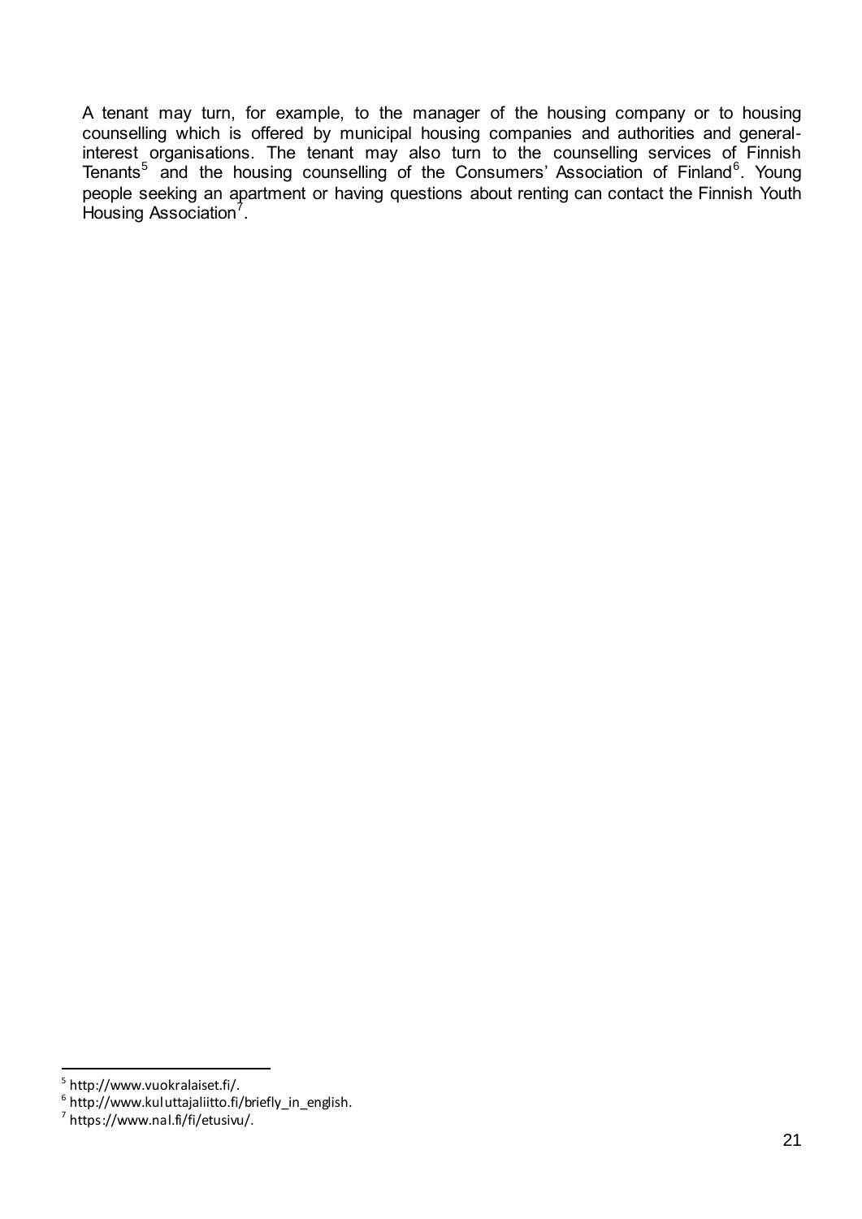A tenant may turn, for example, to the manager of the housing company or to housing counselling which is offered by municipal housing companies and authorities and general-interest organisations. The tenant may also turn to the counselling services of Finnish Tenants[5] and the housing counselling of the Consumers' Association of Finland[6]. Young people seeking an apartment or having questions about renting can contact the Finnish Youth Housing Association[7].

---

[5] http://www.vuokralaiset.fi/.

[6] http://www.kuluttajaliitto.fi/briefly_in_english.

[7] https://www.nal.fi/fi/etusivu/.